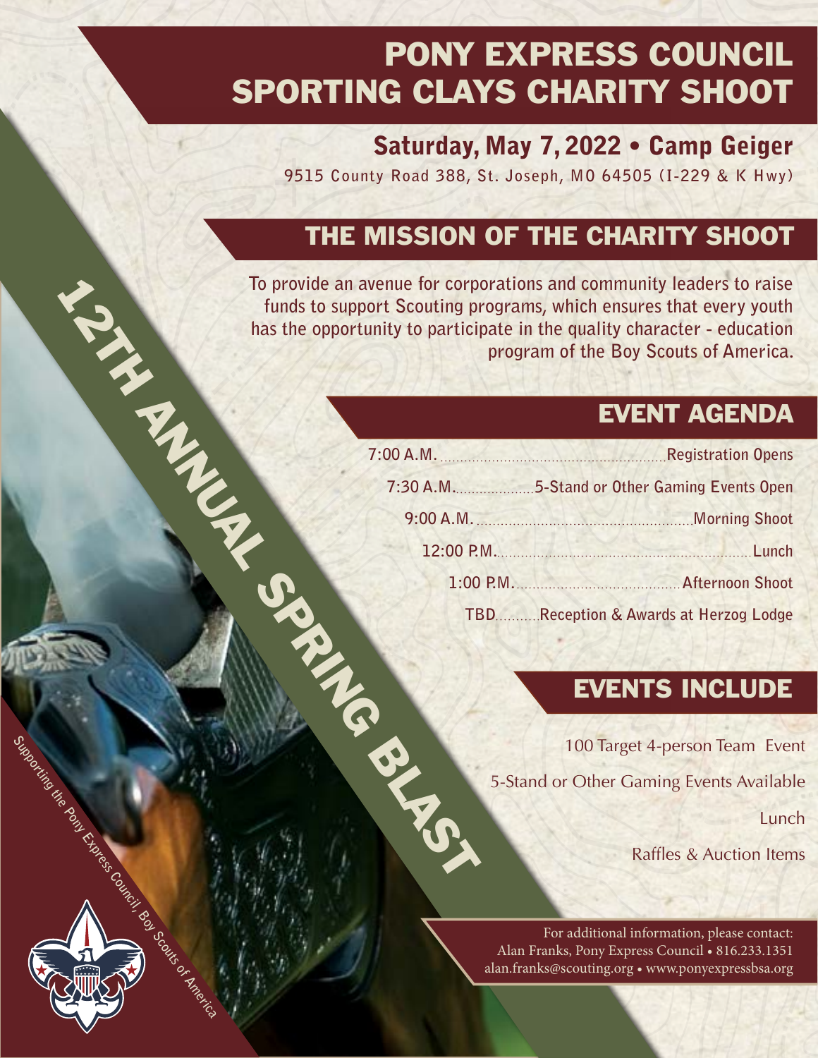# PONY EXPRESS COUNCIL SPORTING CLAYS CHARITY SHOOT

## Saturday, May 7, 2022 • Camp Geiger

**9515 County Road 388, St. Joseph, MO 64505 (I-229 & K Hwy)**

**12TH ANNUAL SPRING BLAST**

## THE MISSION OF THE CHARITY SHOOT

**To provide an avenue for corporations and community leaders to raise funds to support Scouting programs, which ensures that every youth has the opportunity to participate in the quality character - education program of the Boy Scouts of America.**

## EVENT AGENDA

| Time | Event |
|---|---|
| 7:00 A.M. | Registration Opens |
| 7:30 A.M. | 5-Stand or Other Gaming Events Open |
| 9:00 A.M. | Morning Shoot |
| 12:00 P.M. | Lunch |
| 1:00 P.M. | Afternoon Shoot |
| TBD | Reception & Awards at Herzog Lodge |

## EVENTS INCLUDE

100 Target 4-person Team Event

5-Stand or Other Gaming Events Available

Lunch

Raffles & Auction Items

For additional information, please contact:
Alan Franks, Pony Express Council • 816.233.1351
alan.franks@scouting.org • www.ponyexpressbsa.org

Supporting the Pony Express Council, Boy Scouts of America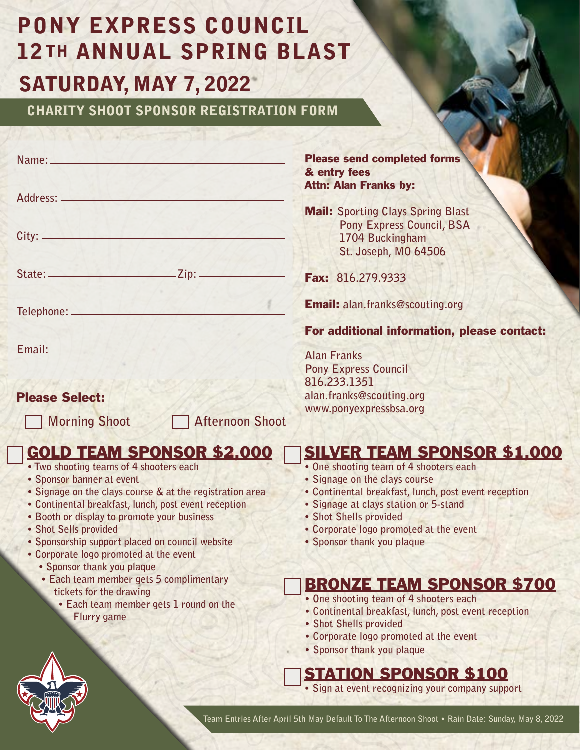# PONY EXPRESS COUNCIL
# 12TH ANNUAL SPRING BLAST
## SATURDAY, MAY 7, 2022

### CHARITY SHOOT SPONSOR REGISTRATION FORM

Name: \_\_\_\_\_\_\_\_\_\_\_\_\_\_\_\_\_\_\_\_\_\_\_\_\_\_\_\_\_\_

Address: \_\_\_\_\_\_\_\_\_\_\_\_\_\_\_\_\_\_\_\_\_\_\_\_\_\_\_\_\_\_

City: \_\_\_\_\_\_\_\_\_\_\_\_\_\_\_\_\_\_\_\_\_\_\_\_\_\_\_\_\_\_

State: \_\_\_\_\_\_\_\_\_\_\_\_\_\_\_ Zip: \_\_\_\_\_\_\_\_\_\_\_\_\_\_\_

Telephone: \_\_\_\_\_\_\_\_\_\_\_\_\_\_\_\_\_\_\_\_\_\_\_\_\_\_\_\_\_\_

Email: \_\_\_\_\_\_\_\_\_\_\_\_\_\_\_\_\_\_\_\_\_\_\_\_\_\_\_\_\_\_

**Please send completed forms & entry fees Attn: Alan Franks by:**

**Mail:** Sporting Clays Spring Blast
Pony Express Council, BSA
1704 Buckingham
St. Joseph, MO 64506

**Fax:** 816.279.9333

**Email:** alan.franks@scouting.org

**For additional information, please contact:**

Alan Franks
Pony Express Council
816.233.1351
alan.franks@scouting.org
www.ponyexpressbsa.org

**Please Select:**

☐ Morning Shoot ☐ Afternoon Shoot

## ☐ GOLD TEAM SPONSOR $2,000

- Two shooting teams of 4 shooters each
- Sponsor banner at event
- Signage on the clays course & at the registration area
- Continental breakfast, lunch, post event reception
- Booth or display to promote your business
- Shot Sells provided
- Sponsorship support placed on council website
- Corporate logo promoted at the event
- Sponsor thank you plaque
- Each team member gets 5 complimentary tickets for the drawing
- Each team member gets 1 round on the Flurry game

## ☐ SILVER TEAM SPONSOR $1,000

- One shooting team of 4 shooters each
- Signage on the clays course
- Continental breakfast, lunch, post event reception
- Signage at clays station or 5-stand
- Shot Shells provided
- Corporate logo promoted at the event
- Sponsor thank you plaque

## ☐ BRONZE TEAM SPONSOR $700

- One shooting team of 4 shooters each
- Continental breakfast, lunch, post event reception
- Shot Shells provided
- Corporate logo promoted at the event
- Sponsor thank you plaque

## ☐ STATION SPONSOR $100

- Sign at event recognizing your company support

Team Entries After April 5th May Default To The Afternoon Shoot • Rain Date: Sunday, May 8, 2022